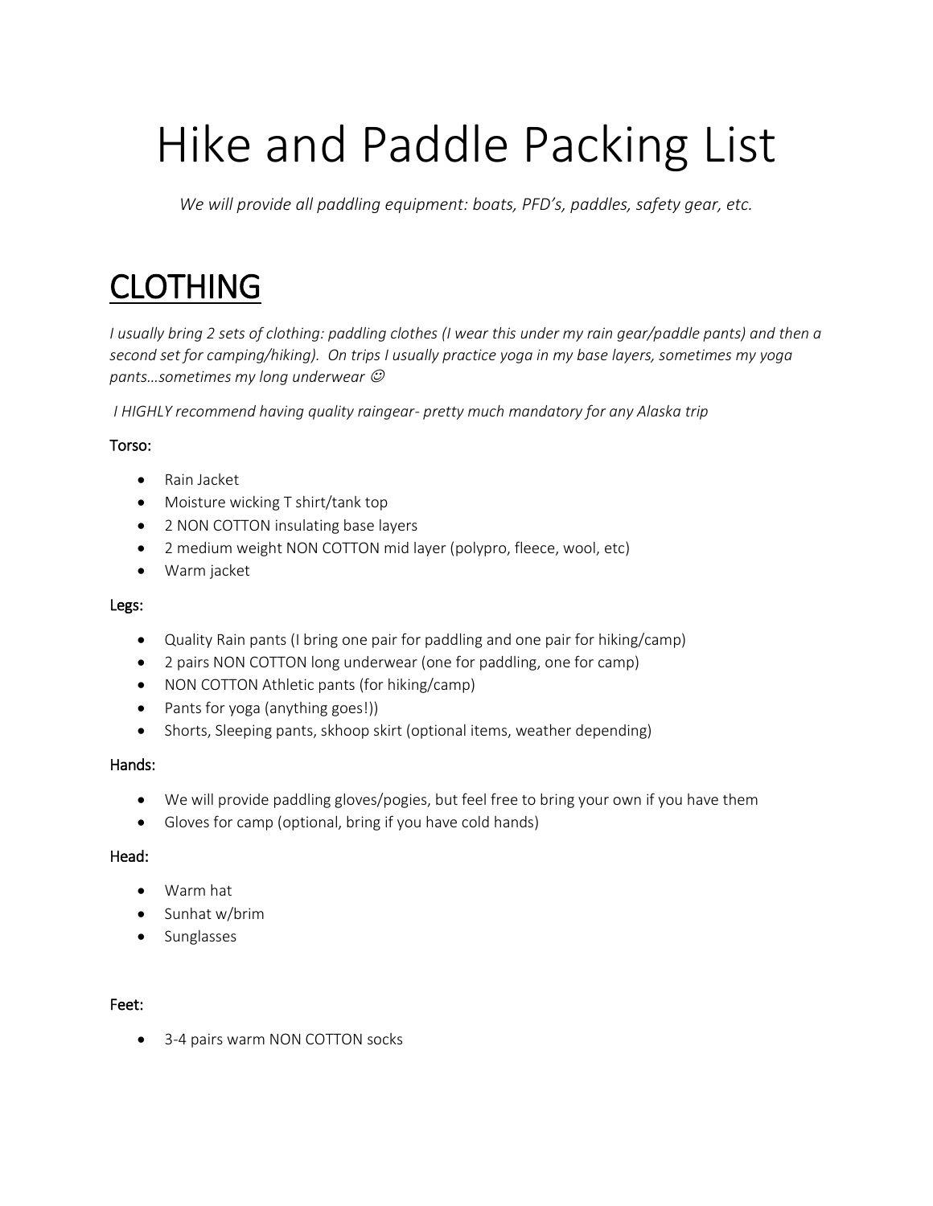# Hike and Paddle Packing List

*We will provide all paddling equipment: boats, PFD's, paddles, safety gear, etc.*

## CLOTHING

*I usually bring 2 sets of clothing: paddling clothes (I wear this under my rain gear/paddle pants) and then a second set for camping/hiking). On trips I usually practice yoga in my base layers, sometimes my yoga pants…sometimes my long underwear ☺*

*I HIGHLY recommend having quality raingear- pretty much mandatory for any Alaska trip*

Torso:

- Rain Jacket
- Moisture wicking T shirt/tank top
- 2 NON COTTON insulating base layers
- 2 medium weight NON COTTON mid layer (polypro, fleece, wool, etc)
- Warm jacket

Legs:

- Quality Rain pants (I bring one pair for paddling and one pair for hiking/camp)
- 2 pairs NON COTTON long underwear (one for paddling, one for camp)
- NON COTTON Athletic pants (for hiking/camp)
- Pants for yoga (anything goes!))
- Shorts, Sleeping pants, skhoop skirt (optional items, weather depending)

Hands:

- We will provide paddling gloves/pogies, but feel free to bring your own if you have them
- Gloves for camp (optional, bring if you have cold hands)

Head:

- Warm hat
- Sunhat w/brim
- Sunglasses

Feet:

- 3-4 pairs warm NON COTTON socks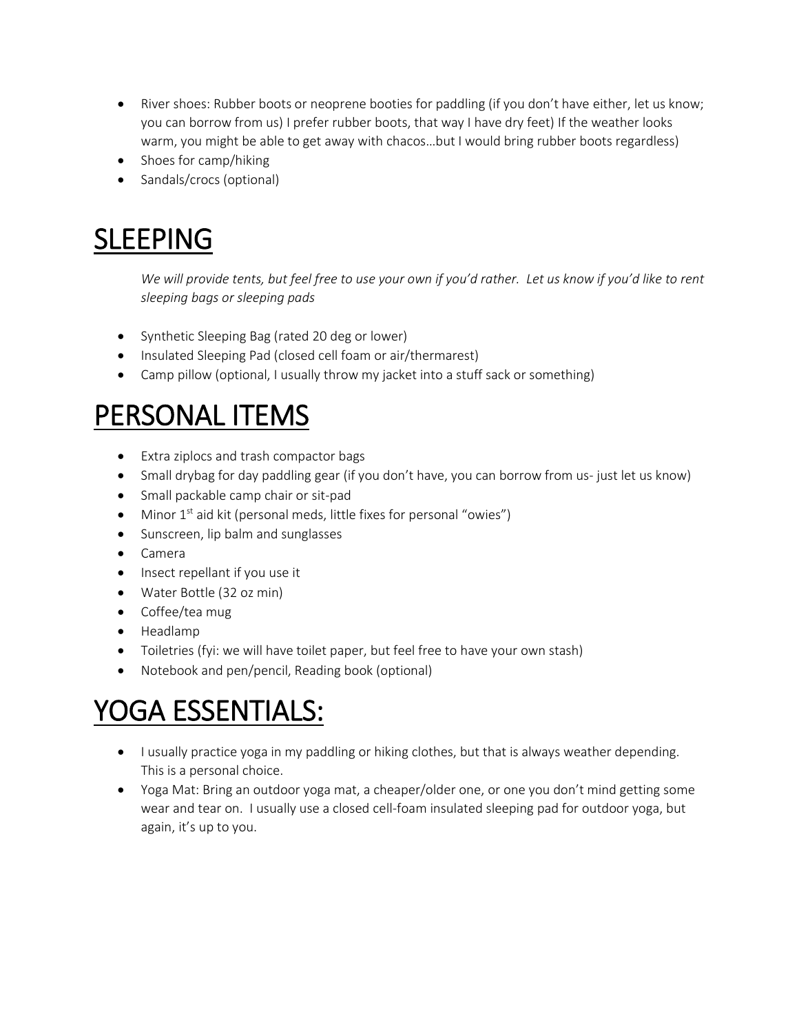- River shoes: Rubber boots or neoprene booties for paddling (if you don't have either, let us know; you can borrow from us) I prefer rubber boots, that way I have dry feet) If the weather looks warm, you might be able to get away with chacos…but I would bring rubber boots regardless)
- Shoes for camp/hiking
- Sandals/crocs (optional)

# SLEEPING

*We will provide tents, but feel free to use your own if you'd rather. Let us know if you'd like to rent sleeping bags or sleeping pads*

- Synthetic Sleeping Bag (rated 20 deg or lower)
- Insulated Sleeping Pad (closed cell foam or air/thermarest)
- Camp pillow (optional, I usually throw my jacket into a stuff sack or something)

# PERSONAL ITEMS

- Extra ziplocs and trash compactor bags
- Small drybag for day paddling gear (if you don't have, you can borrow from us- just let us know)
- Small packable camp chair or sit-pad
- Minor 1st aid kit (personal meds, little fixes for personal "owies")
- Sunscreen, lip balm and sunglasses
- Camera
- Insect repellant if you use it
- Water Bottle (32 oz min)
- Coffee/tea mug
- Headlamp
- Toiletries (fyi: we will have toilet paper, but feel free to have your own stash)
- Notebook and pen/pencil, Reading book (optional)

# YOGA ESSENTIALS:

- I usually practice yoga in my paddling or hiking clothes, but that is always weather depending. This is a personal choice.
- Yoga Mat: Bring an outdoor yoga mat, a cheaper/older one, or one you don't mind getting some wear and tear on. I usually use a closed cell-foam insulated sleeping pad for outdoor yoga, but again, it's up to you.